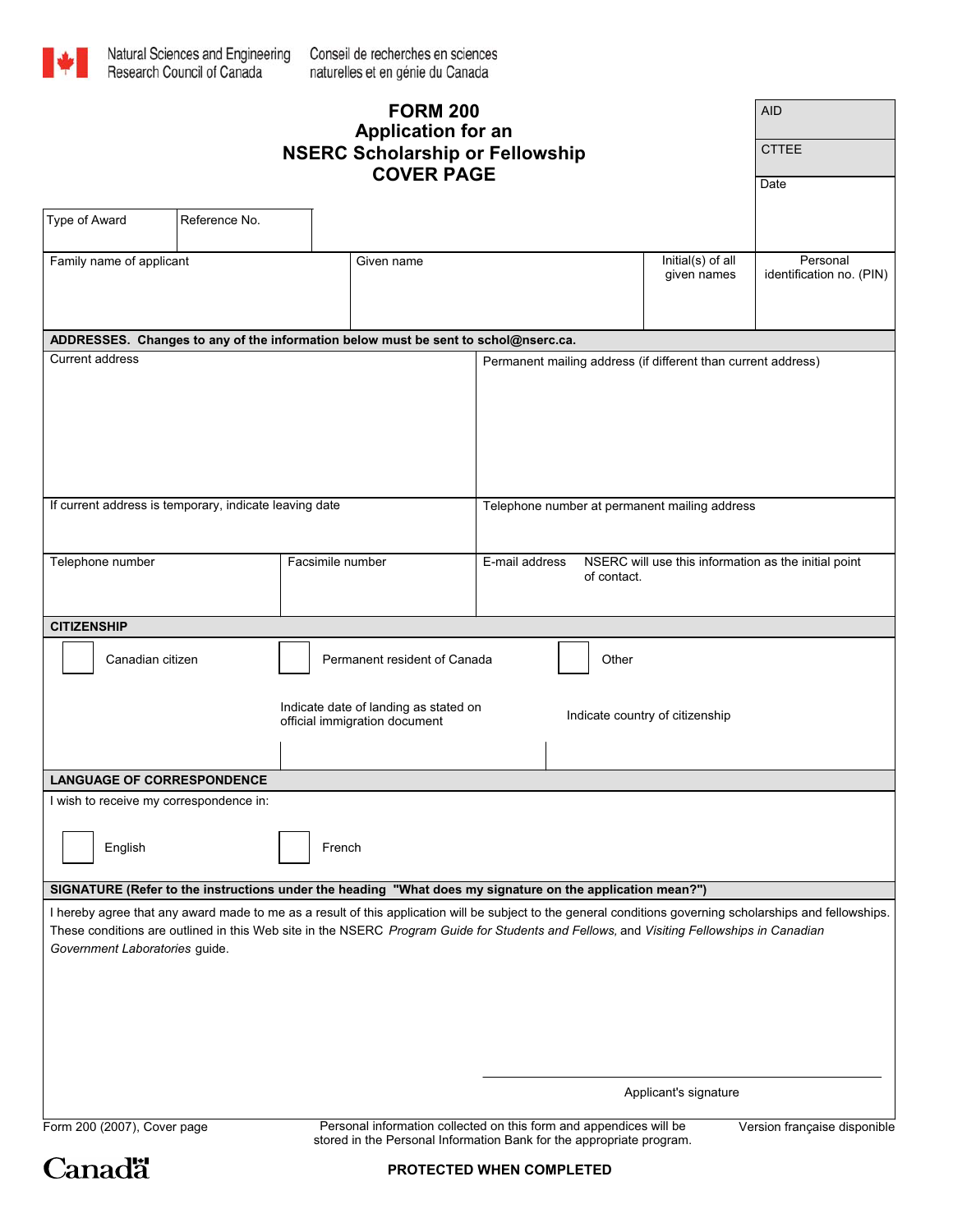Natural Sciences and Engineering Research Council of Canada — Conseil de recherches en sciences naturelles et en génie du Canada

# FORM 200
## Application for an NSERC Scholarship or Fellowship
## COVER PAGE

| AID |
| --- |
| CTTEE |
| Date |

| Type of Award | Reference No. |
| --- | --- |
| | |

| Family name of applicant | Given name | Initial(s) of all given names | Personal identification no. (PIN) |
| --- | --- | --- | --- |
| | | | |

**ADDRESSES. Changes to any of the information below must be sent to schol@nserc.ca.**

| Current address | | Permanent mailing address (if different than current address) |
| --- | --- | --- |
| If current address is temporary, indicate leaving date | | Telephone number at permanent mailing address |
| Telephone number | Facsimile number | E-mail address — NSERC will use this information as the initial point of contact. |

**CITIZENSHIP**

☐ Canadian citizen

☐ Permanent resident of Canada — Indicate date of landing as stated on official immigration document

☐ Other — Indicate country of citizenship

**LANGUAGE OF CORRESPONDENCE**

I wish to receive my correspondence in:

☐ English

☐ French

**SIGNATURE (Refer to the instructions under the heading "What does my signature on the application mean?")**

I hereby agree that any award made to me as a result of this application will be subject to the general conditions governing scholarships and fellowships. These conditions are outlined in this Web site in the NSERC *Program Guide for Students and Fellows,* and *Visiting Fellowships in Canadian Government Laboratories* guide.

\_\_\_\_\_\_\_\_\_\_\_\_\_\_\_\_\_\_\_\_\_\_\_\_\_\_\_\_\_\_

Applicant's signature

Form 200 (2007), Cover page

Personal information collected on this form and appendices will be stored in the Personal Information Bank for the appropriate program.

Version française disponible

Canada

**PROTECTED WHEN COMPLETED**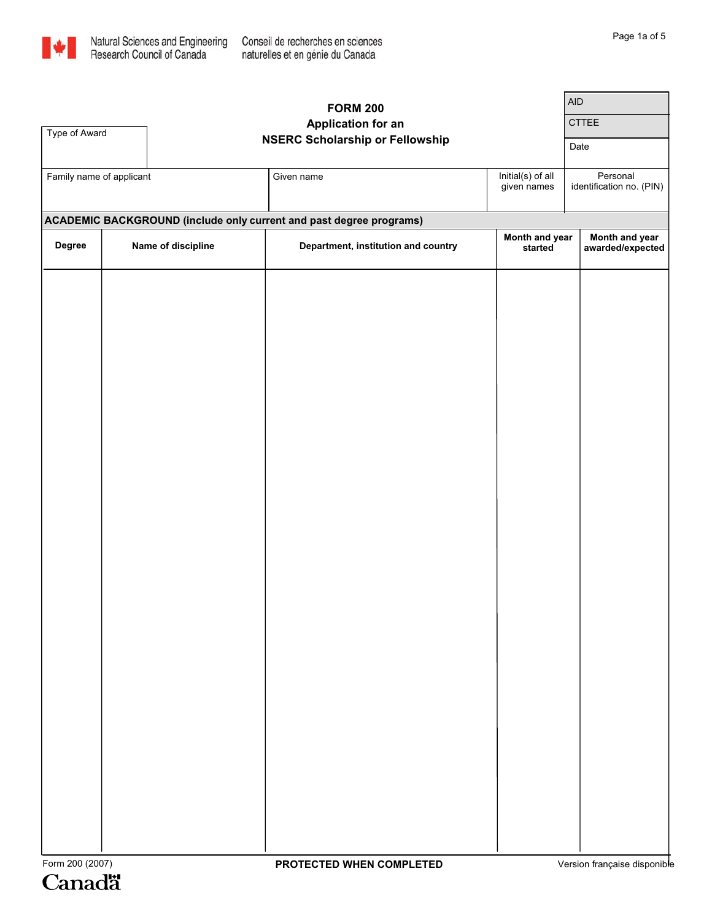Natural Sciences and Engineering Research Council of Canada
Conseil de recherches en sciences naturelles et en génie du Canada

# FORM 200
## Application for an NSERC Scholarship or Fellowship

| Type of Award | AID |
|---|---|
| | CTTEE |
| | Date |

| Family name of applicant | Given name | Initial(s) of all given names | Personal identification no. (PIN) |
|---|---|---|---|
| | | | |

**ACADEMIC BACKGROUND (include only current and past degree programs)**

| Degree | Name of discipline | Department, institution and country | Month and year started | Month and year awarded/expected |
|---|---|---|---|---|
| | | | | |

Form 200 (2007)

**PROTECTED WHEN COMPLETED**

Version française disponible

Canada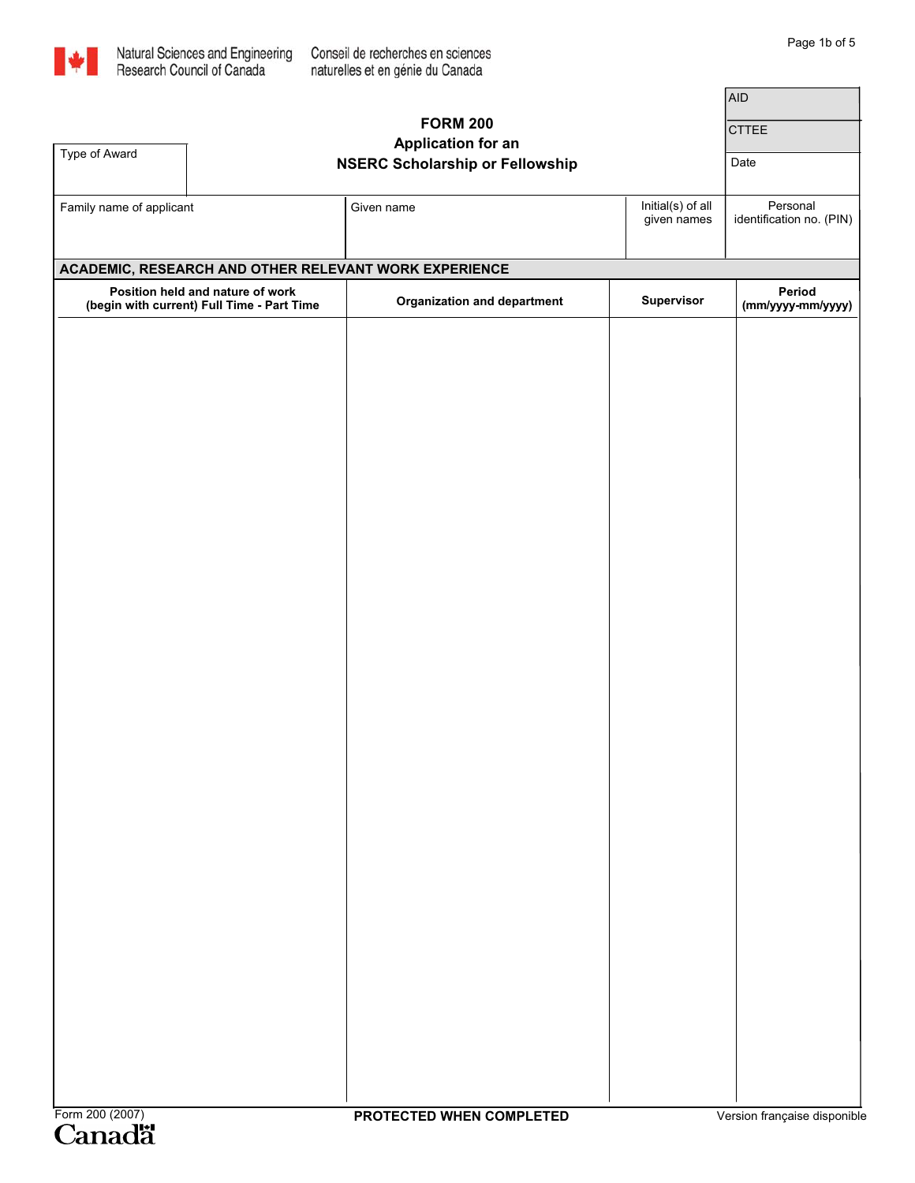Natural Sciences and Engineering Research Council of Canada    Conseil de recherches en sciences naturelles et en génie du Canada

| AID |
| --- |
| CTTEE |
| Date |

# FORM 200
## Application for an NSERC Scholarship or Fellowship

| Type of Award |
| --- |
| |

| Family name of applicant | Given name | Initial(s) of all given names | Personal identification no. (PIN) |
| --- | --- | --- | --- |
| | | | |

**ACADEMIC, RESEARCH AND OTHER RELEVANT WORK EXPERIENCE**

| **Position held and nature of work (begin with current) Full Time - Part Time** | **Organization and department** | **Supervisor** | **Period (mm/yyyy-mm/yyyy)** |
| --- | --- | --- | --- |
| | | | |

Form 200 (2007)    **PROTECTED WHEN COMPLETED**    Version française disponible

Canada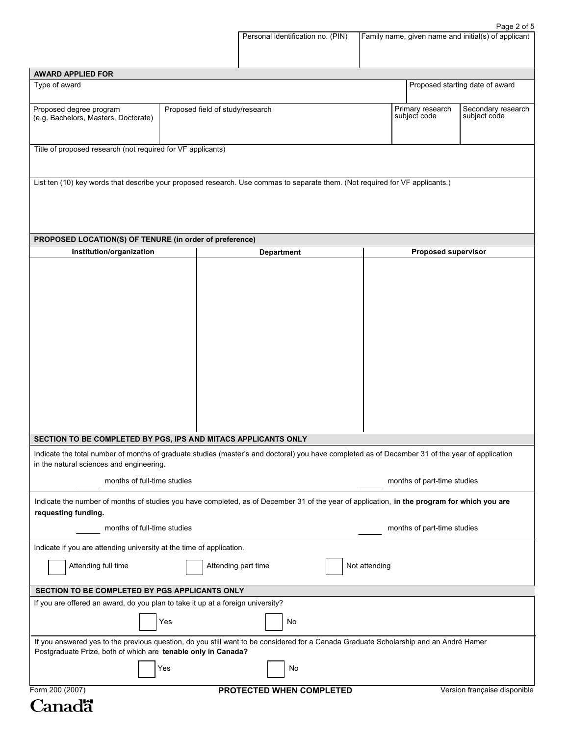| Personal identification no. (PIN) | Family name, given name and initial(s) of applicant |
|---|---|
| | |

## AWARD APPLIED FOR

| Type of award | | | Proposed starting date of award |
|---|---|---|---|
| | | | |

| Proposed degree program (e.g. Bachelors, Masters, Doctorate) | Proposed field of study/research | Primary research subject code | Secondary research subject code |
|---|---|---|---|
| | | | |

Title of proposed research (not required for VF applicants)

List ten (10) key words that describe your proposed research. Use commas to separate them. (Not required for VF applicants.)

## PROPOSED LOCATION(S) OF TENURE (in order of preference)

| Institution/organization | Department | Proposed supervisor |
|---|---|---|
| | | |

## SECTION TO BE COMPLETED BY PGS, IPS AND MITACS APPLICANTS ONLY

Indicate the total number of months of graduate studies (master's and doctoral) you have completed as of December 31 of the year of application in the natural sciences and engineering.

\_\_\_\_\_\_ months of full-time studies                    \_\_\_\_\_\_ months of part-time studies

Indicate the number of months of studies you have completed, as of December 31 of the year of application, **in the program for which you are requesting funding.**

\_\_\_\_\_\_ months of full-time studies                    \_\_\_\_\_\_ months of part-time studies

Indicate if you are attending university at the time of application.

☐ Attending full time     ☐ Attending part time     ☐ Not attending

## SECTION TO BE COMPLETED BY PGS APPLICANTS ONLY

If you are offered an award, do you plan to take it up at a foreign university?

☐ Yes     ☐ No

If you answered yes to the previous question, do you still want to be considered for a Canada Graduate Scholarship and an André Hamer Postgraduate Prize, both of which are **tenable only in Canada?**

☐ Yes     ☐ No

Form 200 (2007)     **PROTECTED WHEN COMPLETED**     Version française disponible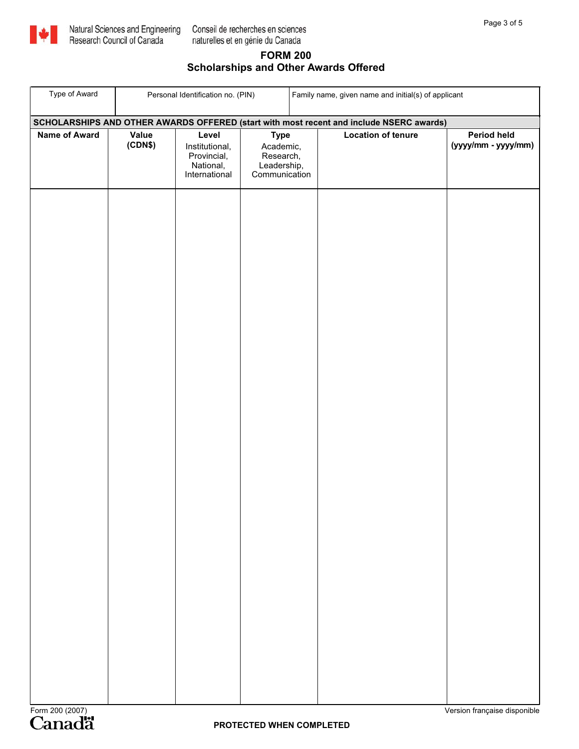Natural Sciences and Engineering Research Council of Canada | Conseil de recherches en sciences naturelles et en génie du Canada

# FORM 200
## Scholarships and Other Awards Offered

| Type of Award | Personal Identification no. (PIN) | Family name, given name and initial(s) of applicant |
|---|---|---|
| | | |

**SCHOLARSHIPS AND OTHER AWARDS OFFERED (start with most recent and include NSERC awards)**

| **Name of Award** | **Value (CDN$)** | **Level** Institutional, Provincial, National, International | **Type** Academic, Research, Leadership, Communication | **Location of tenure** | **Period held (yyyy/mm - yyyy/mm)** |
|---|---|---|---|---|---|
| | | | | | |

Form 200 (2007)

Version française disponible

**PROTECTED WHEN COMPLETED**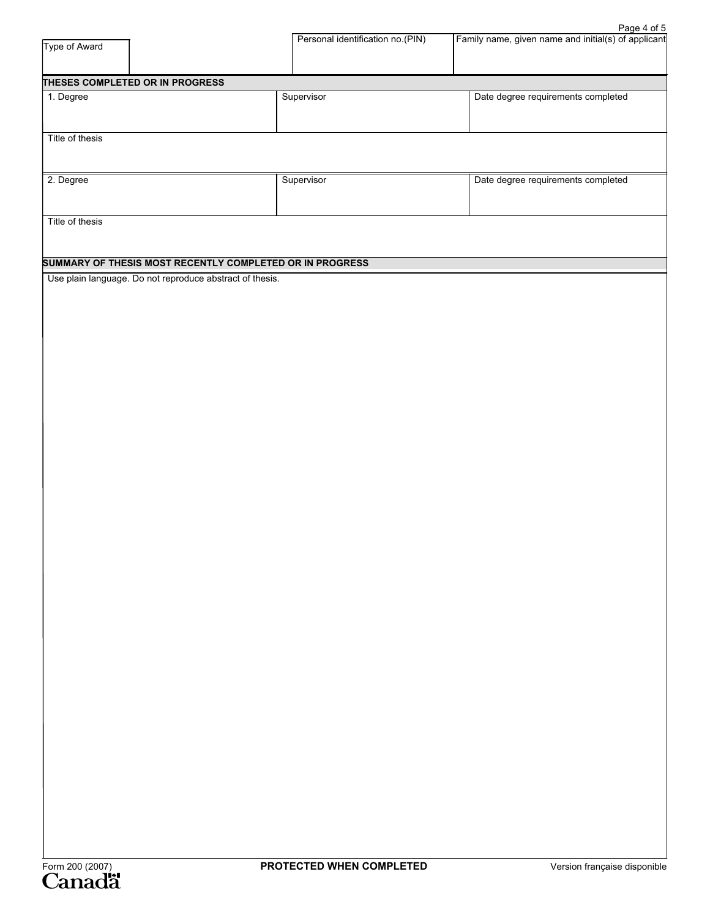| Type of Award | | Personal identification no.(PIN) | Family name, given name and initial(s) of applicant |
|---|---|---|---|
| | | | |

## THESES COMPLETED OR IN PROGRESS

| 1. Degree | Supervisor | Date degree requirements completed |
|---|---|---|
| | | |

Title of thesis

| 2. Degree | Supervisor | Date degree requirements completed |
|---|---|---|
| | | |

Title of thesis

## SUMMARY OF THESIS MOST RECENTLY COMPLETED OR IN PROGRESS

Use plain language. Do not reproduce abstract of thesis.

Form 200 (2007)

**PROTECTED WHEN COMPLETED**

Version française disponible

Canada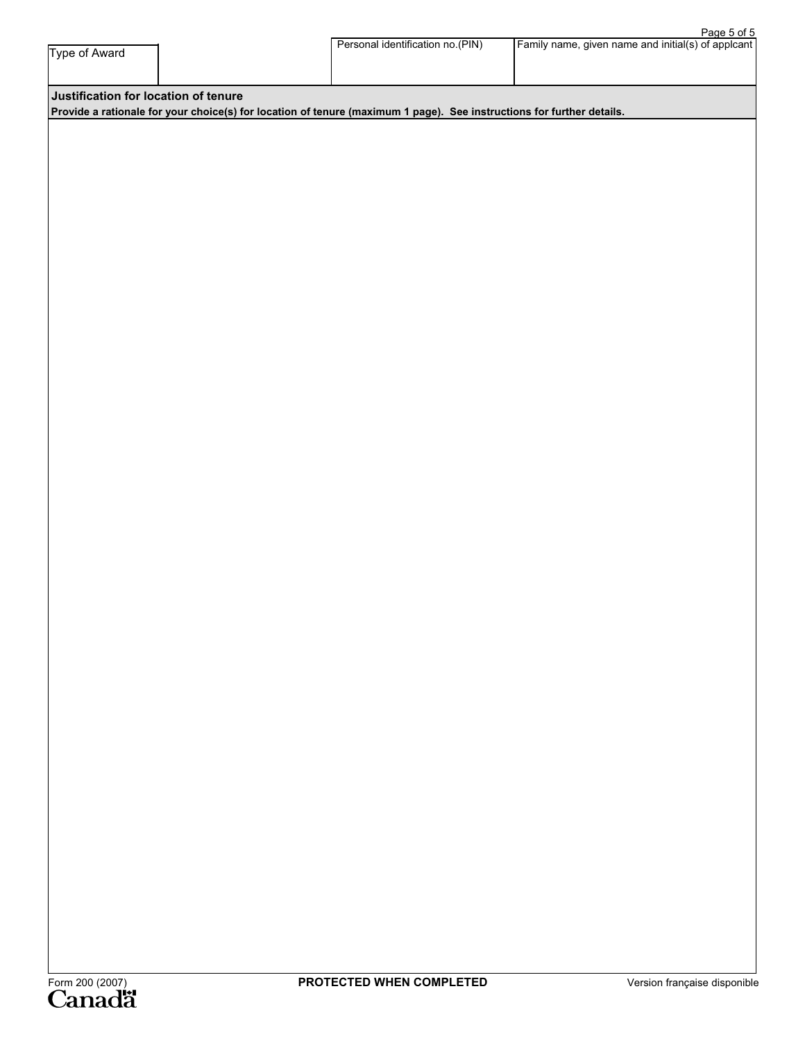| Type of Award | | Personal identification no.(PIN) | Family name, given name and initial(s) of applcant |
| --- | --- | --- | --- |
| | | | |

## Justification for location of tenure

**Provide a rationale for your choice(s) for location of tenure (maximum 1 page). See instructions for further details.**

Form 200 (2007)

**PROTECTED WHEN COMPLETED**

Version française disponible

Canada